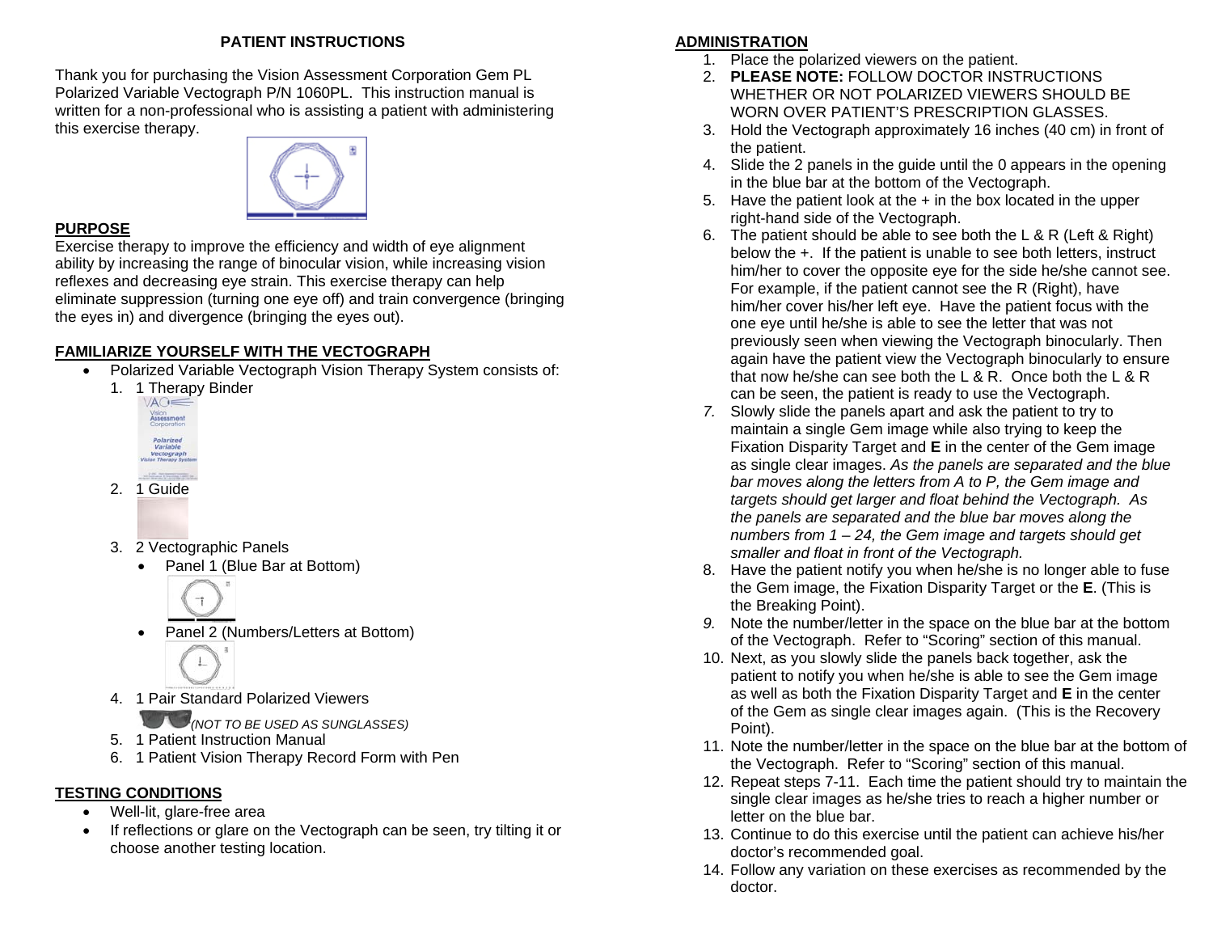## PATIENT INSTRUCTIONS

Thank you for purchasing the Vision Assessment Corporation Gem PL Polarized Variable Vectograph P/N 1060PL. This instruction manual is written for a non-professional who is assisting a patient with administering this exercise therapy.

### PURPOSE

Exercise therapy to improve the efficiency and width of eye alignment ability by increasing the range of binocular vision, while increasing vision reflexes and decreasing eye strain. This exercise therapy can help eliminate suppression (turning one eye off) and train convergence (bringing the eyes in) and divergence (bringing the eyes out).

### FAMILIARIZE YOURSELF WITH THE VECTOGRAPH

- Polarized Variable Vectograph Vision Therapy System consists of:
  1. 1 Therapy Binder
  2. 1 Guide
  3. 2 Vectographic Panels
     - Panel 1 (Blue Bar at Bottom)
     - Panel 2 (Numbers/Letters at Bottom)
  4. 1 Pair Standard Polarized Viewers *(NOT TO BE USED AS SUNGLASSES)*
  5. 1 Patient Instruction Manual
  6. 1 Patient Vision Therapy Record Form with Pen

### TESTING CONDITIONS

- Well-lit, glare-free area
- If reflections or glare on the Vectograph can be seen, try tilting it or choose another testing location.

### ADMINISTRATION

1. Place the polarized viewers on the patient.
2. **PLEASE NOTE:** FOLLOW DOCTOR INSTRUCTIONS WHETHER OR NOT POLARIZED VIEWERS SHOULD BE WORN OVER PATIENT'S PRESCRIPTION GLASSES.
3. Hold the Vectograph approximately 16 inches (40 cm) in front of the patient.
4. Slide the 2 panels in the guide until the 0 appears in the opening in the blue bar at the bottom of the Vectograph.
5. Have the patient look at the + in the box located in the upper right-hand side of the Vectograph.
6. The patient should be able to see both the L & R (Left & Right) below the +. If the patient is unable to see both letters, instruct him/her to cover the opposite eye for the side he/she cannot see. For example, if the patient cannot see the R (Right), have him/her cover his/her left eye. Have the patient focus with the one eye until he/she is able to see the letter that was not previously seen when viewing the Vectograph binocularly. Then again have the patient view the Vectograph binocularly to ensure that now he/she can see both the L & R. Once both the L & R can be seen, the patient is ready to use the Vectograph.
7. Slowly slide the panels apart and ask the patient to try to maintain a single Gem image while also trying to keep the Fixation Disparity Target and **E** in the center of the Gem image as single clear images. *As the panels are separated and the blue bar moves along the letters from A to P, the Gem image and targets should get larger and float behind the Vectograph. As the panels are separated and the blue bar moves along the numbers from 1 – 24, the Gem image and targets should get smaller and float in front of the Vectograph.*
8. Have the patient notify you when he/she is no longer able to fuse the Gem image, the Fixation Disparity Target or the **E**. (This is the Breaking Point).
9. Note the number/letter in the space on the blue bar at the bottom of the Vectograph. Refer to "Scoring" section of this manual.
10. Next, as you slowly slide the panels back together, ask the patient to notify you when he/she is able to see the Gem image as well as both the Fixation Disparity Target and **E** in the center of the Gem as single clear images again. (This is the Recovery Point).
11. Note the number/letter in the space on the blue bar at the bottom of the Vectograph. Refer to "Scoring" section of this manual.
12. Repeat steps 7-11. Each time the patient should try to maintain the single clear images as he/she tries to reach a higher number or letter on the blue bar.
13. Continue to do this exercise until the patient can achieve his/her doctor's recommended goal.
14. Follow any variation on these exercises as recommended by the doctor.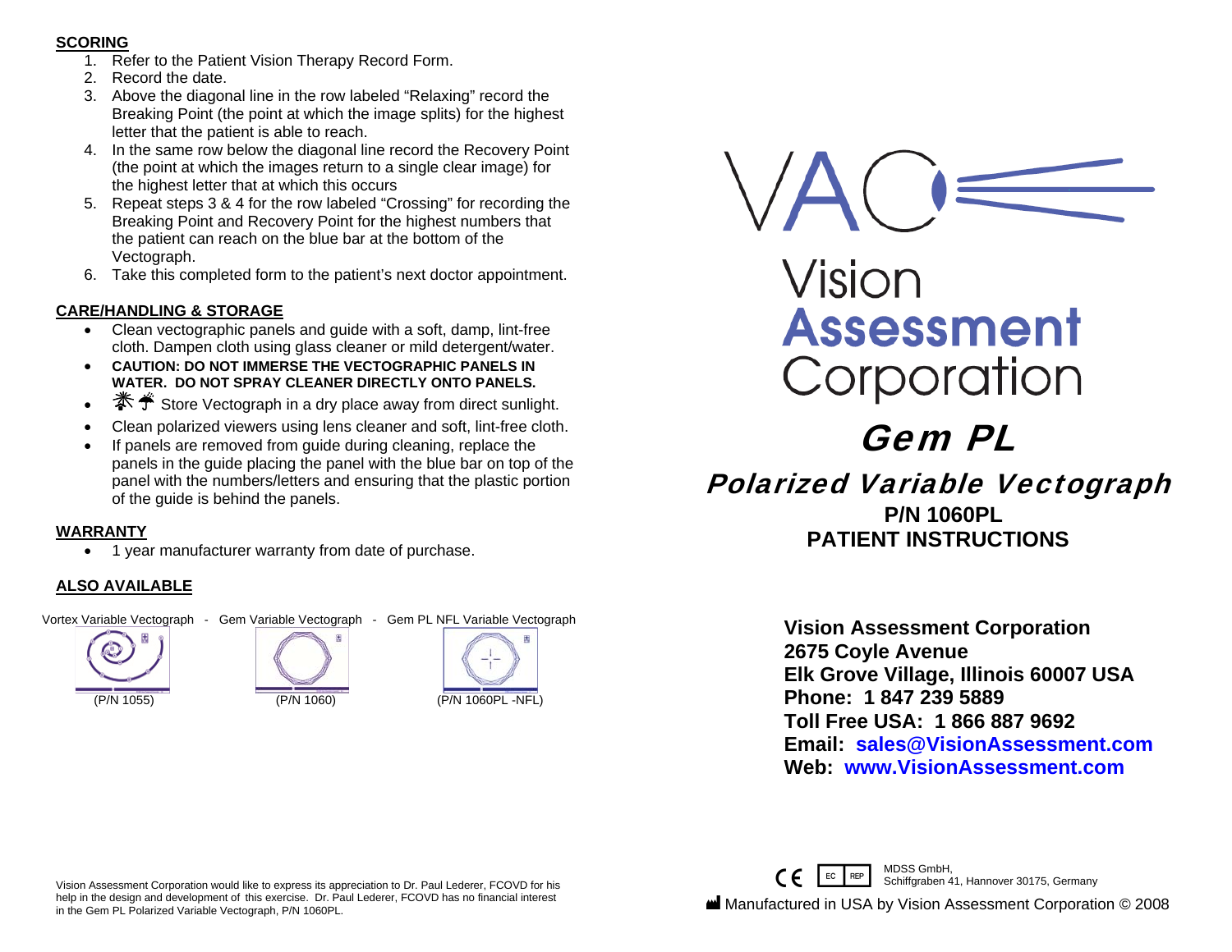## SCORING

1. Refer to the Patient Vision Therapy Record Form.
2. Record the date.
3. Above the diagonal line in the row labeled “Relaxing” record the Breaking Point (the point at which the image splits) for the highest letter that the patient is able to reach.
4. In the same row below the diagonal line record the Recovery Point (the point at which the images return to a single clear image) for the highest letter that at which this occurs
5. Repeat steps 3 & 4 for the row labeled “Crossing” for recording the Breaking Point and Recovery Point for the highest numbers that the patient can reach on the blue bar at the bottom of the Vectograph.
6. Take this completed form to the patient’s next doctor appointment.

## CARE/HANDLING & STORAGE

- Clean vectographic panels and guide with a soft, damp, lint-free cloth. Dampen cloth using glass cleaner or mild detergent/water.
- **CAUTION: DO NOT IMMERSE THE VECTOGRAPHIC PANELS IN WATER. DO NOT SPRAY CLEANER DIRECTLY ONTO PANELS.**
- Store Vectograph in a dry place away from direct sunlight.
- Clean polarized viewers using lens cleaner and soft, lint-free cloth.
- If panels are removed from guide during cleaning, replace the panels in the guide placing the panel with the blue bar on top of the panel with the numbers/letters and ensuring that the plastic portion of the guide is behind the panels.

## WARRANTY

- 1 year manufacturer warranty from date of purchase.

## ALSO AVAILABLE

Vortex Variable Vectograph - Gem Variable Vectograph - Gem PL NFL Variable Vectograph

(P/N 1055) (P/N 1060) (P/N 1060PL -NFL)

Vision Assessment Corporation would like to express its appreciation to Dr. Paul Lederer, FCOVD for his help in the design and development of this exercise. Dr. Paul Lederer, FCOVD has no financial interest in the Gem PL Polarized Variable Vectograph, P/N 1060PL.

VAC

Vision
**Assessment**
Corporation

# *Gem PL*

## *Polarized Variable Vectograph*

**P/N 1060PL**
**PATIENT INSTRUCTIONS**

**Vision Assessment Corporation**
**2675 Coyle Avenue**
**Elk Grove Village, Illinois 60007 USA**
**Phone: 1 847 239 5889**
**Toll Free USA: 1 866 887 9692**
**Email: sales@VisionAssessment.com**
**Web: www.VisionAssessment.com**

CE EC REP MDSS GmbH, Schiffgraben 41, Hannover 30175, Germany

Manufactured in USA by Vision Assessment Corporation © 2008